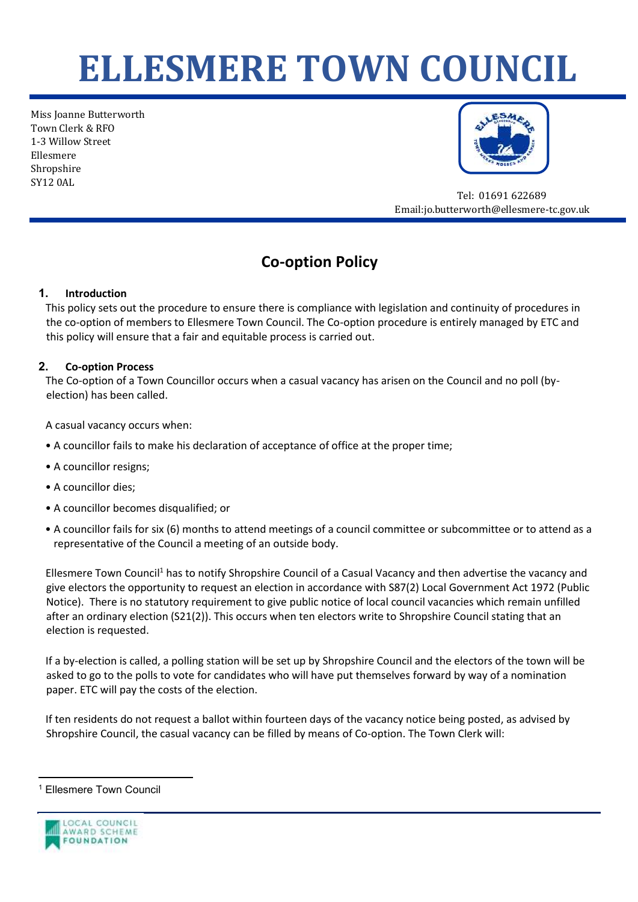# ELLESMERE TOWN COUNCIL

Miss Joanne Butterworth
Town Clerk & RFO
1-3 Willow Street
Ellesmere
Shropshire
SY12 0AL

Tel: 01691 622689
Email:jo.butterworth@ellesmere-tc.gov.uk

## Co-option Policy

### 1. Introduction

This policy sets out the procedure to ensure there is compliance with legislation and continuity of procedures in the co-option of members to Ellesmere Town Council. The Co-option procedure is entirely managed by ETC and this policy will ensure that a fair and equitable process is carried out.

### 2. Co-option Process

The Co-option of a Town Councillor occurs when a casual vacancy has arisen on the Council and no poll (by-election) has been called.

A casual vacancy occurs when:

- A councillor fails to make his declaration of acceptance of office at the proper time;
- A councillor resigns;
- A councillor dies;
- A councillor becomes disqualified; or
- A councillor fails for six (6) months to attend meetings of a council committee or subcommittee or to attend as a representative of the Council a meeting of an outside body.

Ellesmere Town Council[1] has to notify Shropshire Council of a Casual Vacancy and then advertise the vacancy and give electors the opportunity to request an election in accordance with S87(2) Local Government Act 1972 (Public Notice). There is no statutory requirement to give public notice of local council vacancies which remain unfilled after an ordinary election (S21(2)). This occurs when ten electors write to Shropshire Council stating that an election is requested.

If a by-election is called, a polling station will be set up by Shropshire Council and the electors of the town will be asked to go to the polls to vote for candidates who will have put themselves forward by way of a nomination paper. ETC will pay the costs of the election.

If ten residents do not request a ballot within fourteen days of the vacancy notice being posted, as advised by Shropshire Council, the casual vacancy can be filled by means of Co-option. The Town Clerk will:

[1] Ellesmere Town Council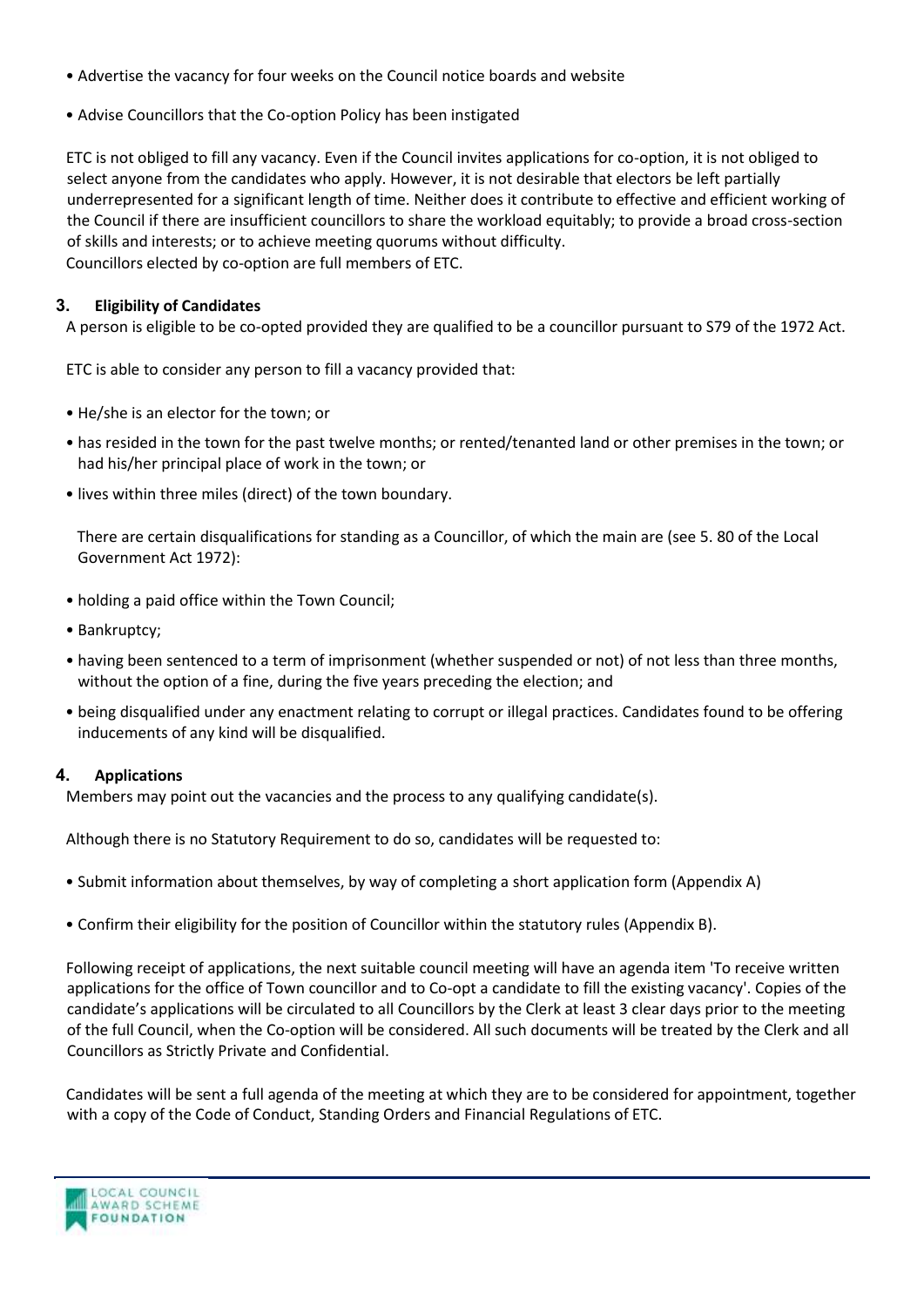- Advertise the vacancy for four weeks on the Council notice boards and website
- Advise Councillors that the Co-option Policy has been instigated

ETC is not obliged to fill any vacancy. Even if the Council invites applications for co-option, it is not obliged to select anyone from the candidates who apply. However, it is not desirable that electors be left partially underrepresented for a significant length of time. Neither does it contribute to effective and efficient working of the Council if there are insufficient councillors to share the workload equitably; to provide a broad cross-section of skills and interests; or to achieve meeting quorums without difficulty.
Councillors elected by co-option are full members of ETC.

## 3. Eligibility of Candidates

A person is eligible to be co-opted provided they are qualified to be a councillor pursuant to S79 of the 1972 Act.

ETC is able to consider any person to fill a vacancy provided that:

- He/she is an elector for the town; or
- has resided in the town for the past twelve months; or rented/tenanted land or other premises in the town; or had his/her principal place of work in the town; or
- lives within three miles (direct) of the town boundary.

There are certain disqualifications for standing as a Councillor, of which the main are (see 5. 80 of the Local Government Act 1972):

- holding a paid office within the Town Council;
- Bankruptcy;
- having been sentenced to a term of imprisonment (whether suspended or not) of not less than three months, without the option of a fine, during the five years preceding the election; and
- being disqualified under any enactment relating to corrupt or illegal practices. Candidates found to be offering inducements of any kind will be disqualified.

## 4. Applications

Members may point out the vacancies and the process to any qualifying candidate(s).

Although there is no Statutory Requirement to do so, candidates will be requested to:

- Submit information about themselves, by way of completing a short application form (Appendix A)
- Confirm their eligibility for the position of Councillor within the statutory rules (Appendix B).

Following receipt of applications, the next suitable council meeting will have an agenda item 'To receive written applications for the office of Town councillor and to Co-opt a candidate to fill the existing vacancy'. Copies of the candidate's applications will be circulated to all Councillors by the Clerk at least 3 clear days prior to the meeting of the full Council, when the Co-option will be considered. All such documents will be treated by the Clerk and all Councillors as Strictly Private and Confidential.

Candidates will be sent a full agenda of the meeting at which they are to be considered for appointment, together with a copy of the Code of Conduct, Standing Orders and Financial Regulations of ETC.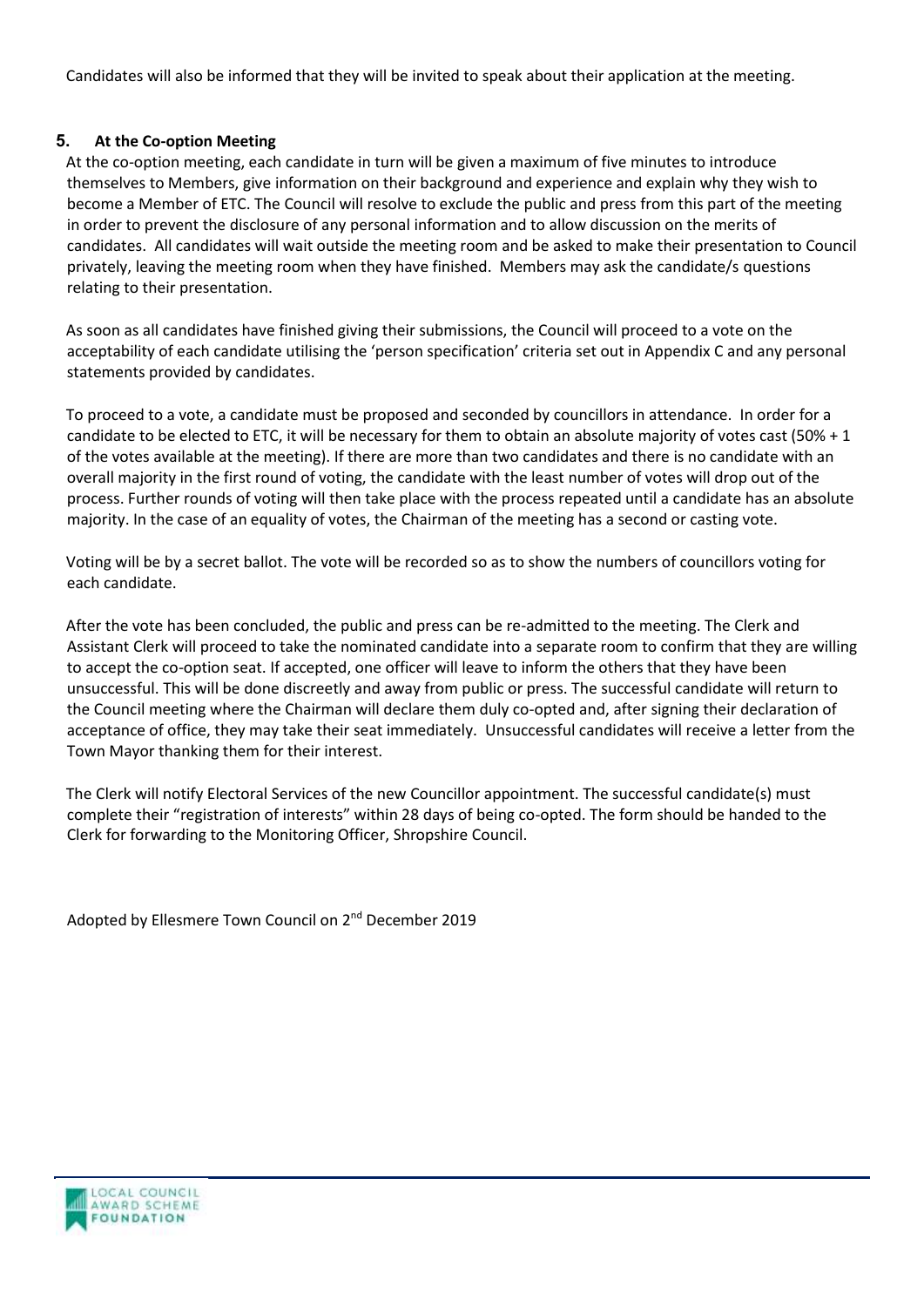Candidates will also be informed that they will be invited to speak about their application at the meeting.

## 5. At the Co-option Meeting

At the co-option meeting, each candidate in turn will be given a maximum of five minutes to introduce themselves to Members, give information on their background and experience and explain why they wish to become a Member of ETC. The Council will resolve to exclude the public and press from this part of the meeting in order to prevent the disclosure of any personal information and to allow discussion on the merits of candidates. All candidates will wait outside the meeting room and be asked to make their presentation to Council privately, leaving the meeting room when they have finished. Members may ask the candidate/s questions relating to their presentation.

As soon as all candidates have finished giving their submissions, the Council will proceed to a vote on the acceptability of each candidate utilising the 'person specification' criteria set out in Appendix C and any personal statements provided by candidates.

To proceed to a vote, a candidate must be proposed and seconded by councillors in attendance. In order for a candidate to be elected to ETC, it will be necessary for them to obtain an absolute majority of votes cast (50% + 1 of the votes available at the meeting). If there are more than two candidates and there is no candidate with an overall majority in the first round of voting, the candidate with the least number of votes will drop out of the process. Further rounds of voting will then take place with the process repeated until a candidate has an absolute majority. In the case of an equality of votes, the Chairman of the meeting has a second or casting vote.

Voting will be by a secret ballot. The vote will be recorded so as to show the numbers of councillors voting for each candidate.

After the vote has been concluded, the public and press can be re-admitted to the meeting. The Clerk and Assistant Clerk will proceed to take the nominated candidate into a separate room to confirm that they are willing to accept the co-option seat. If accepted, one officer will leave to inform the others that they have been unsuccessful. This will be done discreetly and away from public or press. The successful candidate will return to the Council meeting where the Chairman will declare them duly co-opted and, after signing their declaration of acceptance of office, they may take their seat immediately. Unsuccessful candidates will receive a letter from the Town Mayor thanking them for their interest.

The Clerk will notify Electoral Services of the new Councillor appointment. The successful candidate(s) must complete their "registration of interests" within 28 days of being co-opted. The form should be handed to the Clerk for forwarding to the Monitoring Officer, Shropshire Council.

Adopted by Ellesmere Town Council on 2nd December 2019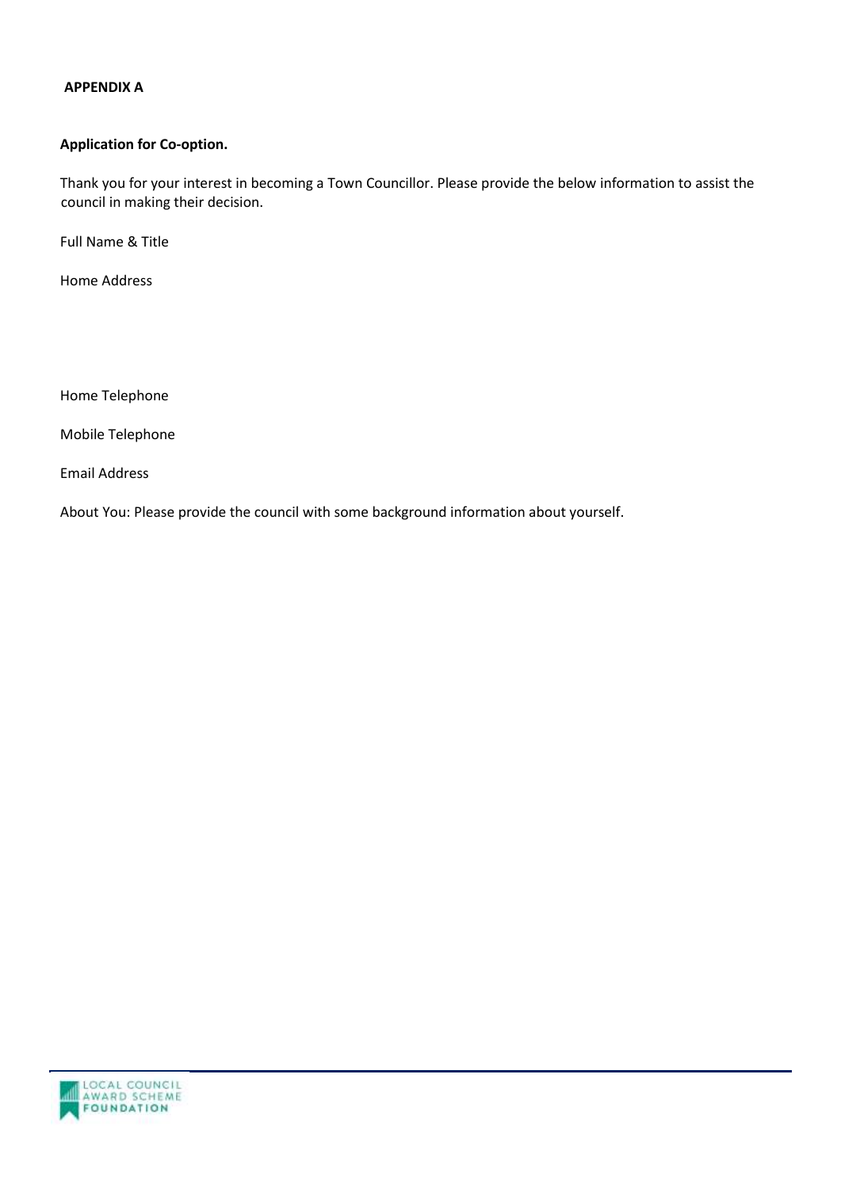**APPENDIX A**

**Application for Co-option.**

Thank you for your interest in becoming a Town Councillor. Please provide the below information to assist the council in making their decision.

Full Name & Title

Home Address

Home Telephone

Mobile Telephone

Email Address

About You: Please provide the council with some background information about yourself.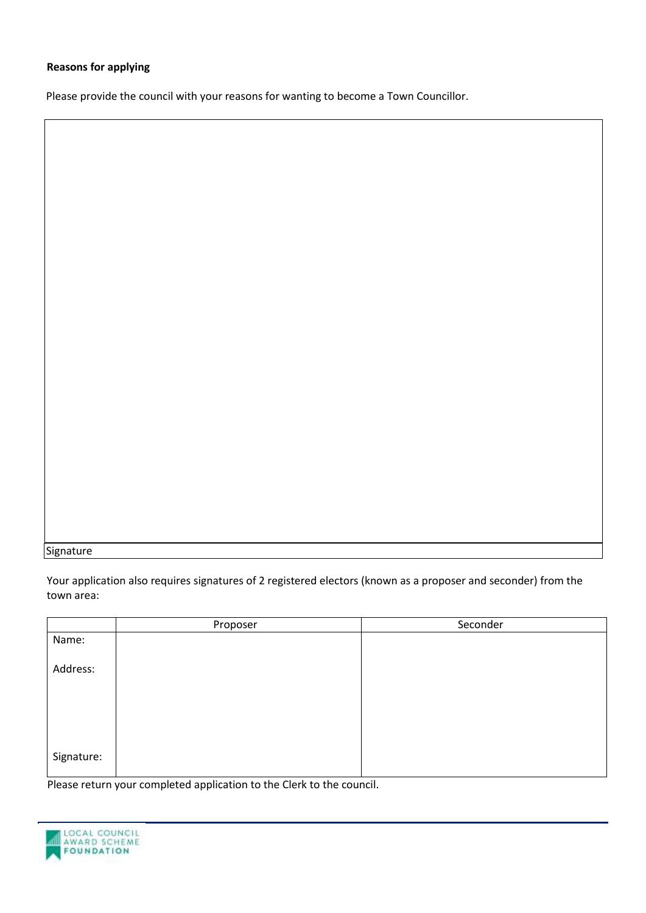**Reasons for applying**

Please provide the council with your reasons for wanting to become a Town Councillor.

| |
|---|
| |
| Signature |

Your application also requires signatures of 2 registered electors (known as a proposer and seconder) from the town area:

| | Proposer | Seconder |
|---|---|---|
| Name: | | |
| Address: | | |
| Signature: | | |

Please return your completed application to the Clerk to the council.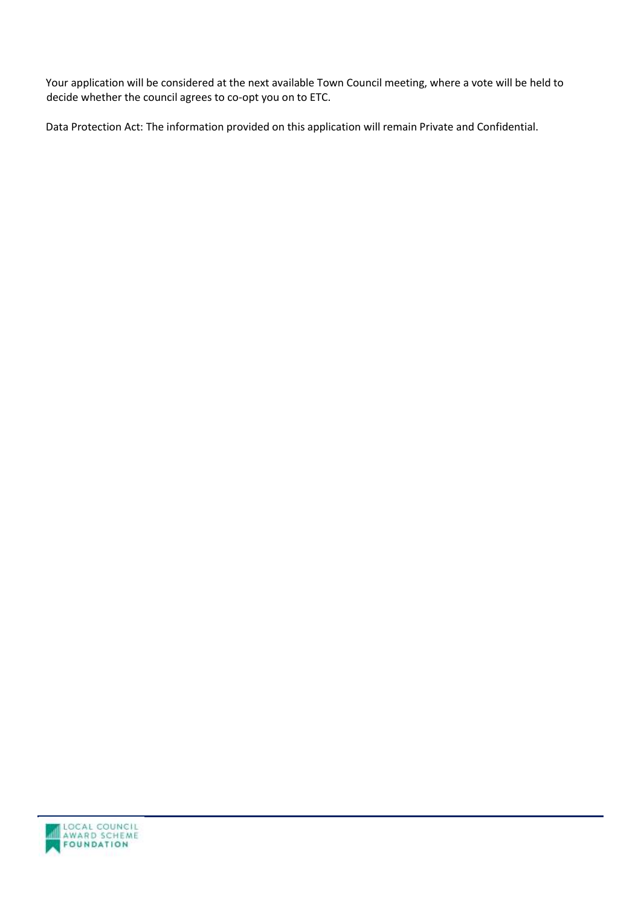Your application will be considered at the next available Town Council meeting, where a vote will be held to decide whether the council agrees to co-opt you on to ETC.

Data Protection Act: The information provided on this application will remain Private and Confidential.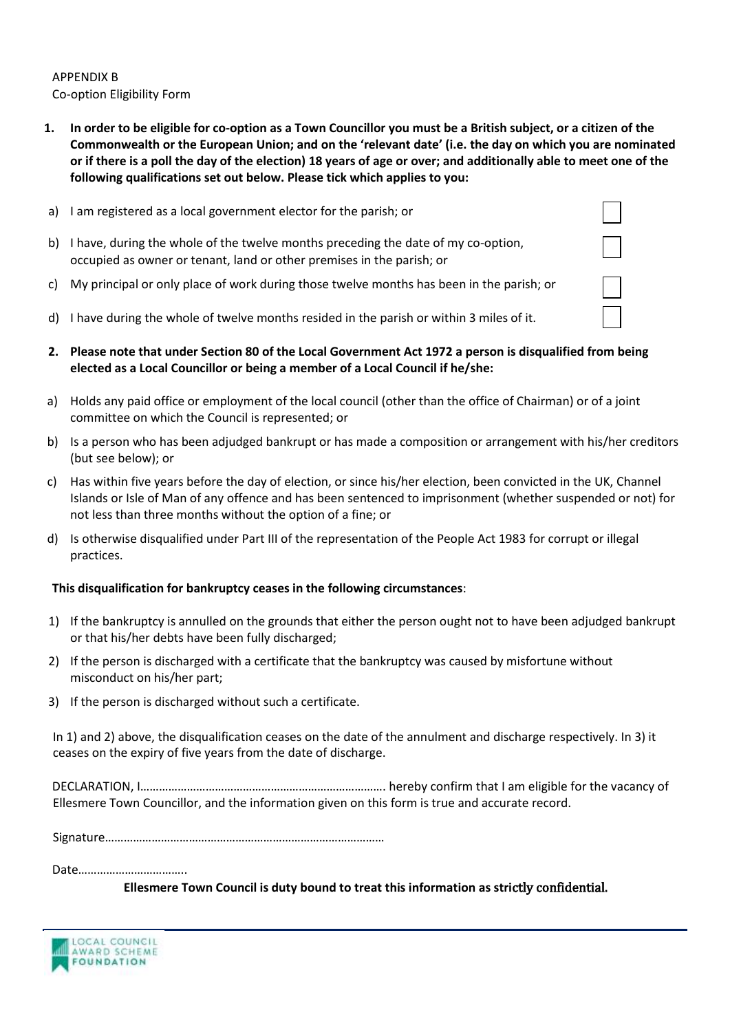APPENDIX B
Co-option Eligibility Form

1. **In order to be eligible for co-option as a Town Councillor you must be a British subject, or a citizen of the Commonwealth or the European Union; and on the 'relevant date' (i.e. the day on which you are nominated or if there is a poll the day of the election) 18 years of age or over; and additionally able to meet one of the following qualifications set out below. Please tick which applies to you:**

a) I am registered as a local government elector for the parish; or ☐

b) I have, during the whole of the twelve months preceding the date of my co-option, occupied as owner or tenant, land or other premises in the parish; or ☐

c) My principal or only place of work during those twelve months has been in the parish; or ☐

d) I have during the whole of twelve months resided in the parish or within 3 miles of it. ☐

2. **Please note that under Section 80 of the Local Government Act 1972 a person is disqualified from being elected as a Local Councillor or being a member of a Local Council if he/she:**

a) Holds any paid office or employment of the local council (other than the office of Chairman) or of a joint committee on which the Council is represented; or

b) Is a person who has been adjudged bankrupt or has made a composition or arrangement with his/her creditors (but see below); or

c) Has within five years before the day of election, or since his/her election, been convicted in the UK, Channel Islands or Isle of Man of any offence and has been sentenced to imprisonment (whether suspended or not) for not less than three months without the option of a fine; or

d) Is otherwise disqualified under Part III of the representation of the People Act 1983 for corrupt or illegal practices.

**This disqualification for bankruptcy ceases in the following circumstances**:

1) If the bankruptcy is annulled on the grounds that either the person ought not to have been adjudged bankrupt or that his/her debts have been fully discharged;

2) If the person is discharged with a certificate that the bankruptcy was caused by misfortune without misconduct on his/her part;

3) If the person is discharged without such a certificate.

In 1) and 2) above, the disqualification ceases on the date of the annulment and discharge respectively. In 3) it ceases on the expiry of five years from the date of discharge.

DECLARATION, I……………………………………………………………………. hereby confirm that I am eligible for the vacancy of Ellesmere Town Councillor, and the information given on this form is true and accurate record.

Signature………………………………………………………………………………

Date……………………………..

**Ellesmere Town Council is duty bound to treat this information as strictly confidential.**

LOCAL COUNCIL AWARD SCHEME FOUNDATION